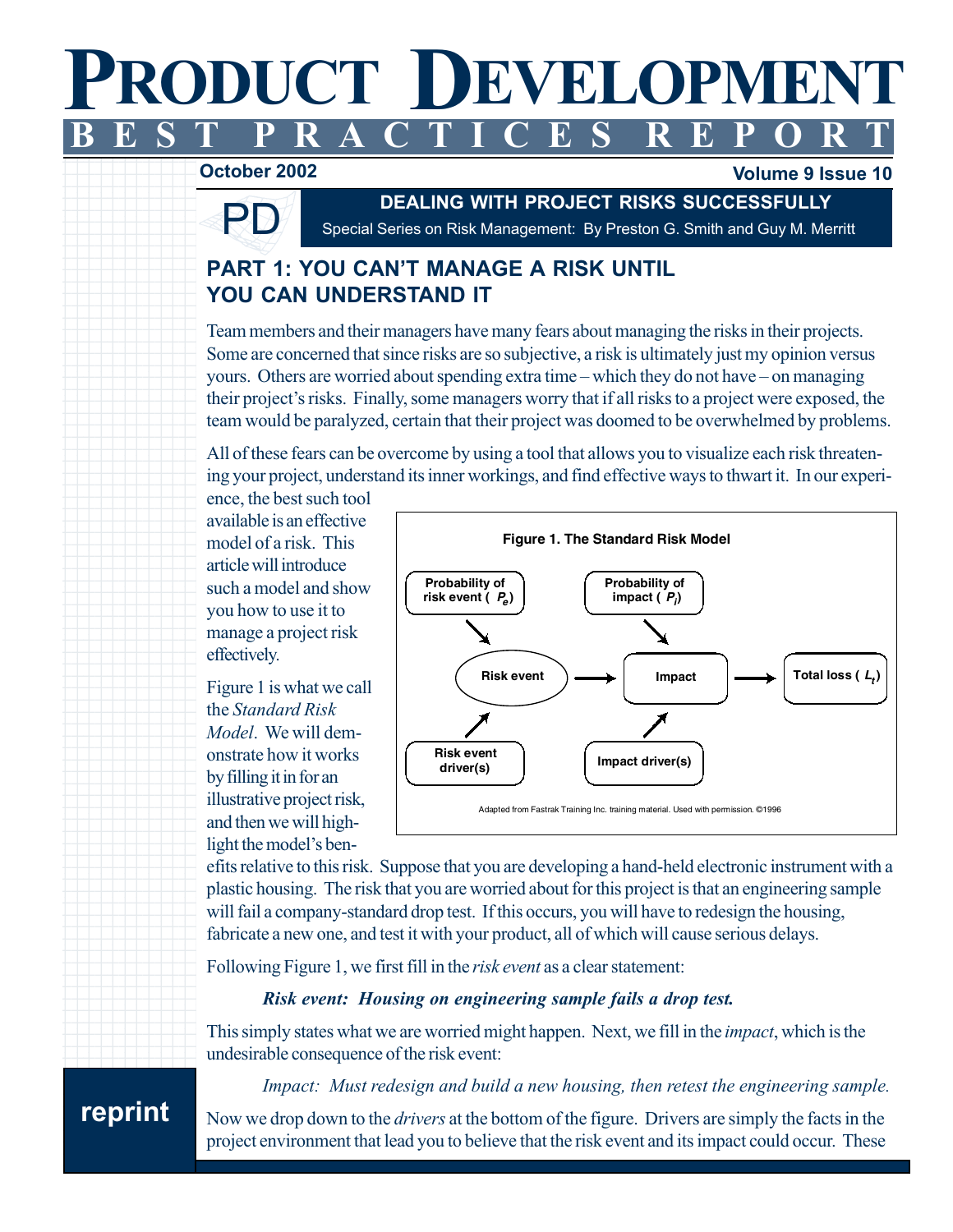# PRODUCT DEVELOPMENT
## BEST PRACTICES REPORT

October 2002 — Volume 9 Issue 10

## DEALING WITH PROJECT RISKS SUCCESSFULLY

Special Series on Risk Management: By Preston G. Smith and Guy M. Merritt

## PART 1: YOU CAN'T MANAGE A RISK UNTIL YOU CAN UNDERSTAND IT

Team members and their managers have many fears about managing the risks in their projects. Some are concerned that since risks are so subjective, a risk is ultimately just my opinion versus yours. Others are worried about spending extra time – which they do not have – on managing their project's risks. Finally, some managers worry that if all risks to a project were exposed, the team would be paralyzed, certain that their project was doomed to be overwhelmed by problems.

All of these fears can be overcome by using a tool that allows you to visualize each risk threatening your project, understand its inner workings, and find effective ways to thwart it. In our experience, the best such tool available is an effective model of a risk. This article will introduce such a model and show you how to use it to manage a project risk effectively.

**Figure 1. The Standard Risk Model**

- Probability of risk event ($P_e$) → Risk event
- Risk event driver(s) → Risk event
- Probability of impact ($P_i$) → Impact
- Impact driver(s) → Impact
- Risk event → Impact → Total loss ($L_t$)

Adapted from Fastrak Training Inc. training material. Used with permission. ©1996

Figure 1 is what we call the *Standard Risk Model*. We will demonstrate how it works by filling it in for an illustrative project risk, and then we will highlight the model's benefits relative to this risk. Suppose that you are developing a hand-held electronic instrument with a plastic housing. The risk that you are worried about for this project is that an engineering sample will fail a company-standard drop test. If this occurs, you will have to redesign the housing, fabricate a new one, and test it with your product, all of which will cause serious delays.

Following Figure 1, we first fill in the *risk event* as a clear statement:

> ***Risk event: Housing on engineering sample fails a drop test.***

This simply states what we are worried might happen. Next, we fill in the *impact*, which is the undesirable consequence of the risk event:

> *Impact: Must redesign and build a new housing, then retest the engineering sample.*

Now we drop down to the *drivers* at the bottom of the figure. Drivers are simply the facts in the project environment that lead you to believe that the risk event and its impact could occur. These

**reprint**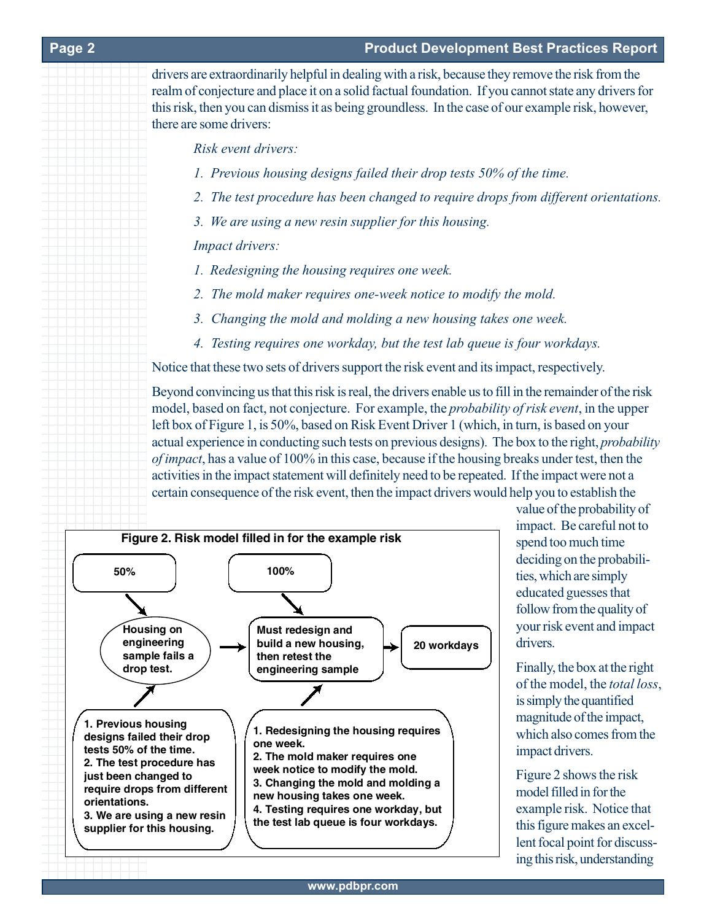drivers are extraordinarily helpful in dealing with a risk, because they remove the risk from the realm of conjecture and place it on a solid factual foundation. If you cannot state any drivers for this risk, then you can dismiss it as being groundless. In the case of our example risk, however, there are some drivers:

*Risk event drivers:*

1. *Previous housing designs failed their drop tests 50% of the time.*
2. *The test procedure has been changed to require drops from different orientations.*
3. *We are using a new resin supplier for this housing.*

*Impact drivers:*

1. *Redesigning the housing requires one week.*
2. *The mold maker requires one-week notice to modify the mold.*
3. *Changing the mold and molding a new housing takes one week.*
4. *Testing requires one workday, but the test lab queue is four workdays.*

Notice that these two sets of drivers support the risk event and its impact, respectively.

Beyond convincing us that this risk is real, the drivers enable us to fill in the remainder of the risk model, based on fact, not conjecture. For example, the *probability of risk event*, in the upper left box of Figure 1, is 50%, based on Risk Event Driver 1 (which, in turn, is based on your actual experience in conducting such tests on previous designs). The box to the right, *probability of impact*, has a value of 100% in this case, because if the housing breaks under test, then the activities in the impact statement will definitely need to be repeated. If the impact were not a certain consequence of the risk event, then the impact drivers would help you to establish the value of the probability of impact. Be careful not to spend too much time deciding on the probabilities, which are simply educated guesses that follow from the quality of your risk event and impact drivers.

Finally, the box at the right of the model, the *total loss*, is simply the quantified magnitude of the impact, which also comes from the impact drivers.

Figure 2 shows the risk model filled in for the example risk. Notice that this figure makes an excellent focal point for discussing this risk, understanding

**Figure 2. Risk model filled in for the example risk**

- 50% → Housing on engineering sample fails a drop test. → Must redesign and build a new housing, then retest the engineering sample ← 100%
- Must redesign and build a new housing, then retest the engineering sample → 20 workdays

Risk event drivers (supporting "Housing on engineering sample fails a drop test."):

1. Previous housing designs failed their drop tests 50% of the time.
2. The test procedure has just been changed to require drops from different orientations.
3. We are using a new resin supplier for this housing.

Impact drivers (supporting "Must redesign and build a new housing, then retest the engineering sample"):

1. Redesigning the housing requires one week.
2. The mold maker requires one week notice to modify the mold.
3. Changing the mold and molding a new housing takes one week.
4. Testing requires one workday, but the test lab queue is four workdays.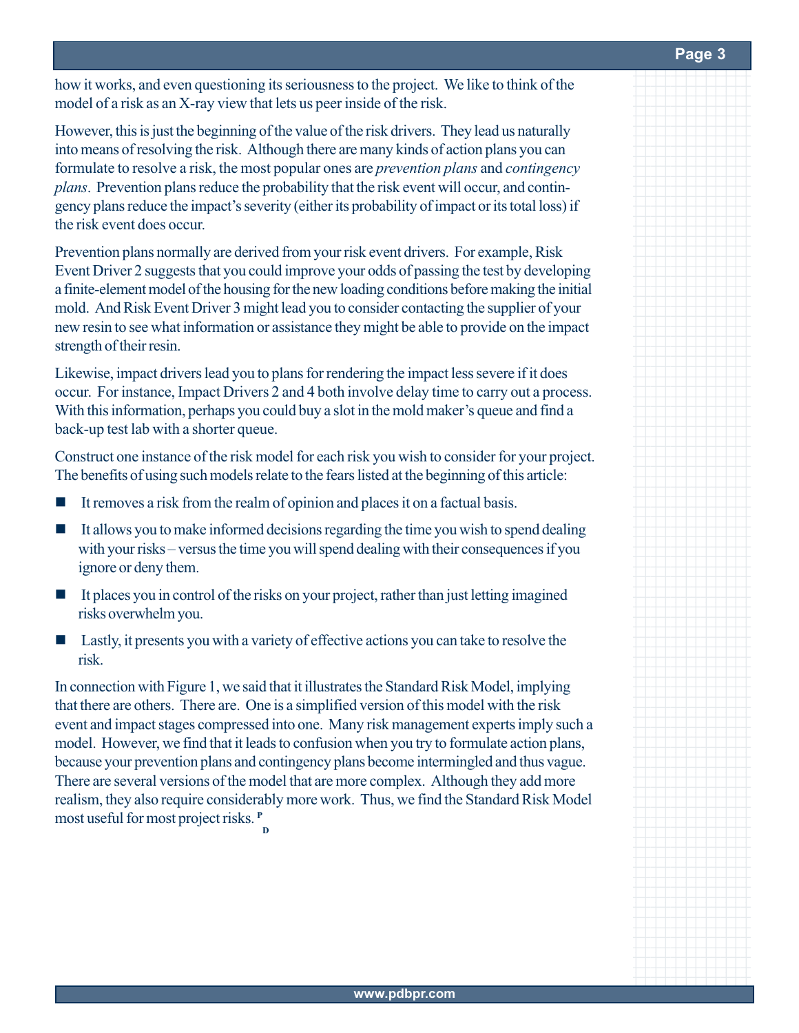how it works, and even questioning its seriousness to the project. We like to think of the model of a risk as an X-ray view that lets us peer inside of the risk.

However, this is just the beginning of the value of the risk drivers. They lead us naturally into means of resolving the risk. Although there are many kinds of action plans you can formulate to resolve a risk, the most popular ones are *prevention plans* and *contingency plans*. Prevention plans reduce the probability that the risk event will occur, and contingency plans reduce the impact's severity (either its probability of impact or its total loss) if the risk event does occur.

Prevention plans normally are derived from your risk event drivers. For example, Risk Event Driver 2 suggests that you could improve your odds of passing the test by developing a finite-element model of the housing for the new loading conditions before making the initial mold. And Risk Event Driver 3 might lead you to consider contacting the supplier of your new resin to see what information or assistance they might be able to provide on the impact strength of their resin.

Likewise, impact drivers lead you to plans for rendering the impact less severe if it does occur. For instance, Impact Drivers 2 and 4 both involve delay time to carry out a process. With this information, perhaps you could buy a slot in the mold maker's queue and find a back-up test lab with a shorter queue.

Construct one instance of the risk model for each risk you wish to consider for your project. The benefits of using such models relate to the fears listed at the beginning of this article:

- It removes a risk from the realm of opinion and places it on a factual basis.
- It allows you to make informed decisions regarding the time you wish to spend dealing with your risks – versus the time you will spend dealing with their consequences if you ignore or deny them.
- It places you in control of the risks on your project, rather than just letting imagined risks overwhelm you.
- Lastly, it presents you with a variety of effective actions you can take to resolve the risk.

In connection with Figure 1, we said that it illustrates the Standard Risk Model, implying that there are others. There are. One is a simplified version of this model with the risk event and impact stages compressed into one. Many risk management experts imply such a model. However, we find that it leads to confusion when you try to formulate action plans, because your prevention plans and contingency plans become intermingled and thus vague. There are several versions of the model that are more complex. Although they add more realism, they also require considerably more work. Thus, we find the Standard Risk Model most useful for most project risks. PD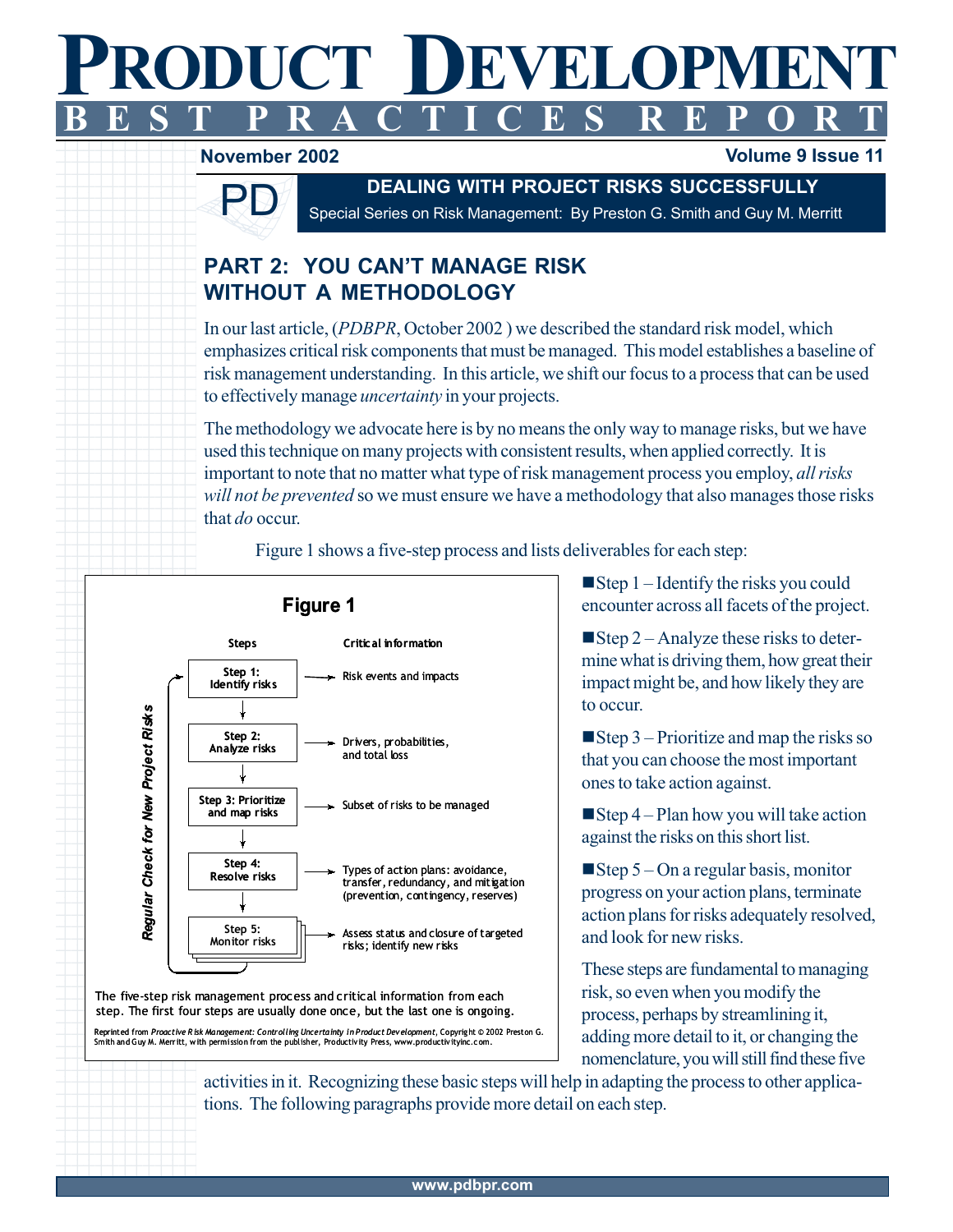# PRODUCT DEVELOPMENT
## BEST PRACTICES REPORT

**November 2002** **Volume 9 Issue 11**

**DEALING WITH PROJECT RISKS SUCCESSFULLY**

Special Series on Risk Management: By Preston G. Smith and Guy M. Merritt

## PART 2: YOU CAN'T MANAGE RISK WITHOUT A METHODOLOGY

In our last article, (*PDBPR*, October 2002 ) we described the standard risk model, which emphasizes critical risk components that must be managed. This model establishes a baseline of risk management understanding. In this article, we shift our focus to a process that can be used to effectively manage *uncertainty* in your projects.

The methodology we advocate here is by no means the only way to manage risks, but we have used this technique on many projects with consistent results, when applied correctly. It is important to note that no matter what type of risk management process you employ, *all risks will not be prevented* so we must ensure we have a methodology that also manages those risks that *do* occur.

Figure 1 shows a five-step process and lists deliverables for each step:

**Figure 1**

*Regular Check for New Project Risks*

| Steps | Critical information |
|---|---|
| Step 1: Identify risks | Risk events and impacts |
| Step 2: Analyze risks | Drivers, probabilities, and total loss |
| Step 3: Prioritize and map risks | Subset of risks to be managed |
| Step 4: Resolve risks | Types of action plans: avoidance, transfer, redundancy, and mitigation (prevention, contingency, reserves) |
| Step 5: Monitor risks | Assess status and closure of targeted risks; identify new risks |

The five-step risk management process and critical information from each step. The first four steps are usually done once, but the last one is ongoing.

Reprinted from *Proactive Risk Management: Controlling Uncertainty in Product Development*, Copyright © 2002 Preston G. Smith and Guy M. Merritt, with permission from the publisher, Productivity Press, www.productivityinc.com.

- Step 1 – Identify the risks you could encounter across all facets of the project.
- Step 2 – Analyze these risks to determine what is driving them, how great their impact might be, and how likely they are to occur.
- Step 3 – Prioritize and map the risks so that you can choose the most important ones to take action against.
- Step 4 – Plan how you will take action against the risks on this short list.
- Step 5 – On a regular basis, monitor progress on your action plans, terminate action plans for risks adequately resolved, and look for new risks.

These steps are fundamental to managing risk, so even when you modify the process, perhaps by streamlining it, adding more detail to it, or changing the nomenclature, you will still find these five activities in it. Recognizing these basic steps will help in adapting the process to other applications. The following paragraphs provide more detail on each step.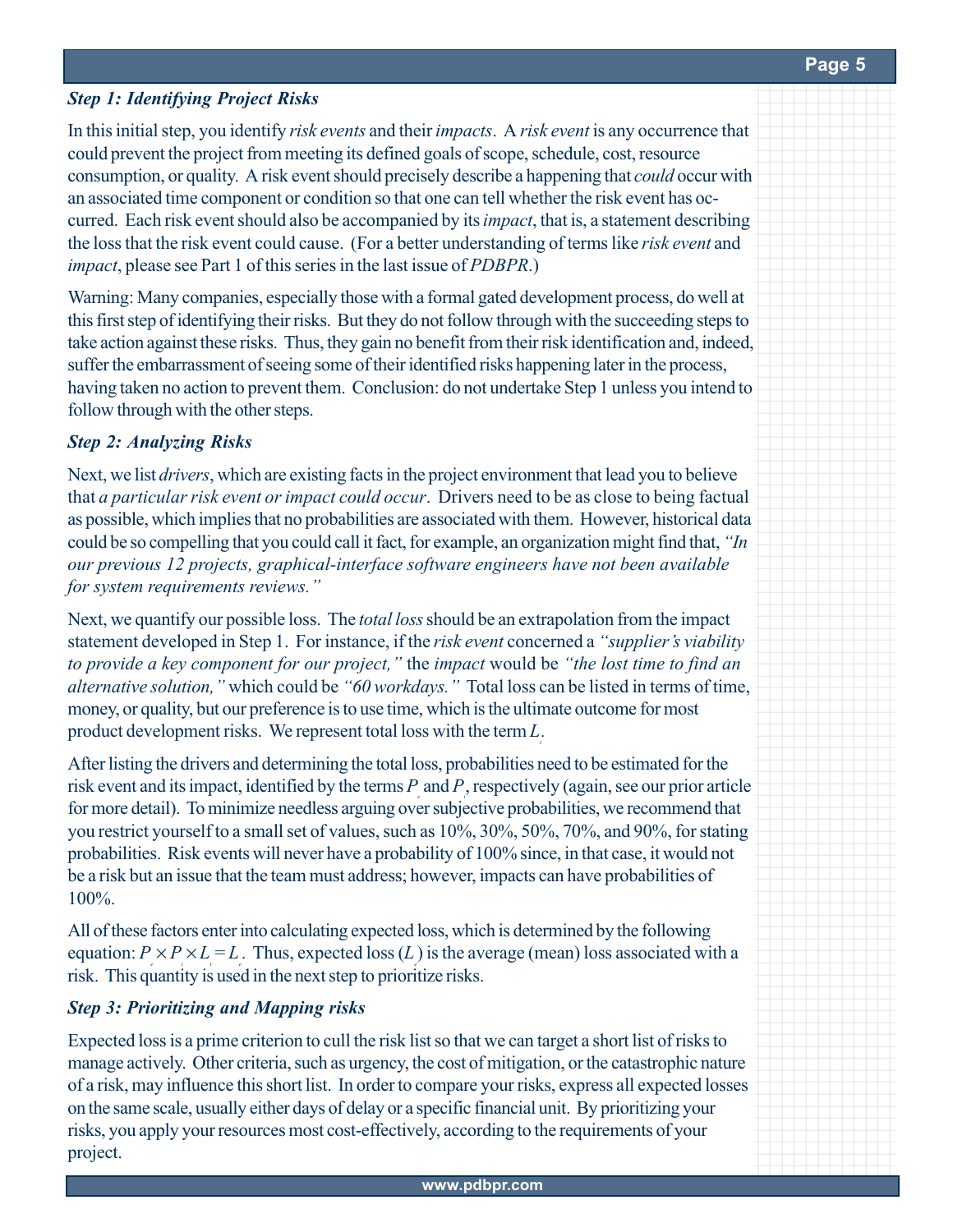### *Step 1: Identifying Project Risks*

In this initial step, you identify *risk events* and their *impacts*. A *risk event* is any occurrence that could prevent the project from meeting its defined goals of scope, schedule, cost, resource consumption, or quality. A risk event should precisely describe a happening that *could* occur with an associated time component or condition so that one can tell whether the risk event has occurred. Each risk event should also be accompanied by its *impact*, that is, a statement describing the loss that the risk event could cause. (For a better understanding of terms like *risk event* and *impact*, please see Part 1 of this series in the last issue of *PDBPR*.)

Warning: Many companies, especially those with a formal gated development process, do well at this first step of identifying their risks. But they do not follow through with the succeeding steps to take action against these risks. Thus, they gain no benefit from their risk identification and, indeed, suffer the embarrassment of seeing some of their identified risks happening later in the process, having taken no action to prevent them. Conclusion: do not undertake Step 1 unless you intend to follow through with the other steps.

### *Step 2: Analyzing Risks*

Next, we list *drivers*, which are existing facts in the project environment that lead you to believe that *a particular risk event or impact could occur*. Drivers need to be as close to being factual as possible, which implies that no probabilities are associated with them. However, historical data could be so compelling that you could call it fact, for example, an organization might find that, *"In our previous 12 projects, graphical-interface software engineers have not been available for system requirements reviews."*

Next, we quantify our possible loss. The *total loss* should be an extrapolation from the impact statement developed in Step 1. For instance, if the *risk event* concerned a *"supplier's viability to provide a key component for our project,"* the *impact* would be *"the lost time to find an alternative solution,"* which could be *"60 workdays."* Total loss can be listed in terms of time, money, or quality, but our preference is to use time, which is the ultimate outcome for most product development risks. We represent total loss with the term $L_t$.

After listing the drivers and determining the total loss, probabilities need to be estimated for the risk event and its impact, identified by the terms $P_e$ and $P_i$, respectively (again, see our prior article for more detail). To minimize needless arguing over subjective probabilities, we recommend that you restrict yourself to a small set of values, such as 10%, 30%, 50%, 70%, and 90%, for stating probabilities. Risk events will never have a probability of 100% since, in that case, it would not be a risk but an issue that the team must address; however, impacts can have probabilities of 100%.

All of these factors enter into calculating expected loss, which is determined by the following equation: $P_e \times P_i \times L_t = L_e$. Thus, expected loss ($L_e$) is the average (mean) loss associated with a risk. This quantity is used in the next step to prioritize risks.

### *Step 3: Prioritizing and Mapping risks*

Expected loss is a prime criterion to cull the risk list so that we can target a short list of risks to manage actively. Other criteria, such as urgency, the cost of mitigation, or the catastrophic nature of a risk, may influence this short list. In order to compare your risks, express all expected losses on the same scale, usually either days of delay or a specific financial unit. By prioritizing your risks, you apply your resources most cost-effectively, according to the requirements of your project.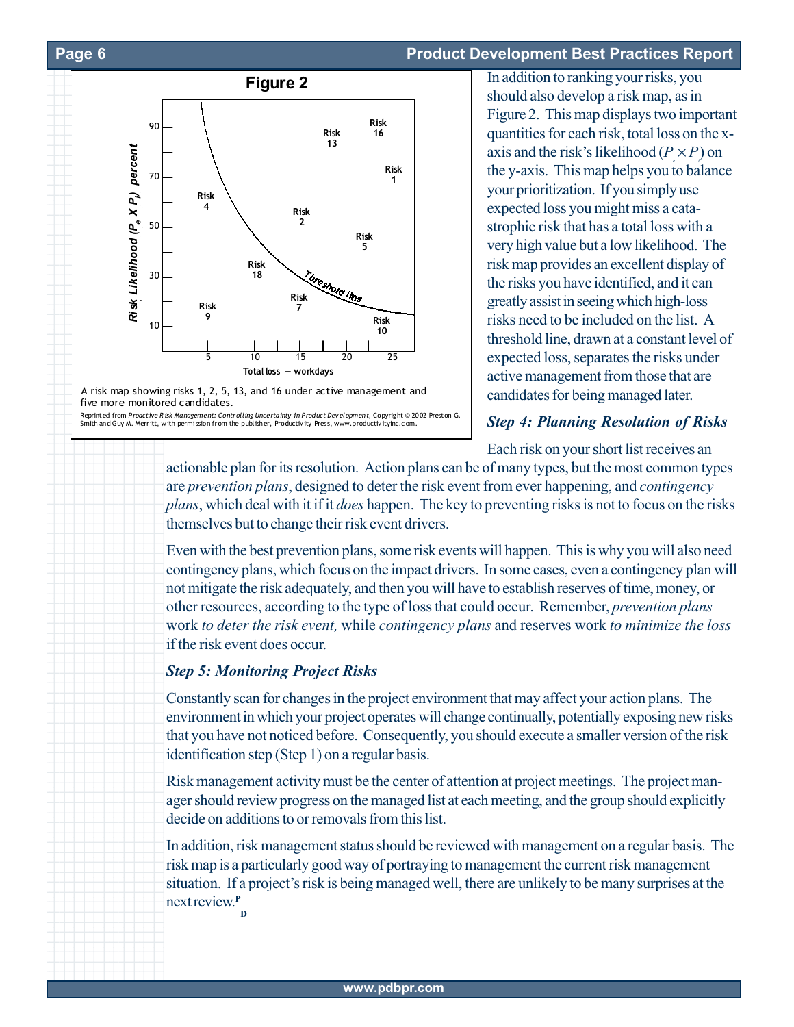**Figure 2**

A risk map showing risks 1, 2, 5, 13, and 16 under active management and five more monitored candidates.

Reprinted from *Proactive Risk Management: Controlling Uncertainty in Product Development*, Copyright © 2002 Preston G. Smith and Guy M. Merritt, with permission from the publisher, Productivity Press, www.productivityinc.com.

In addition to ranking your risks, you should also develop a risk map, as in Figure 2. This map displays two important quantities for each risk, total loss on the x-axis and the risk's likelihood ($P_e \times P_i$) on the y-axis. This map helps you to balance your prioritization. If you simply use expected loss you might miss a catastrophic risk that has a total loss with a very high value but a low likelihood. The risk map provides an excellent display of the risks you have identified, and it can greatly assist in seeing which high-loss risks need to be included on the list. A threshold line, drawn at a constant level of expected loss, separates the risks under active management from those that are candidates for being managed later.

### *Step 4: Planning Resolution of Risks*

Each risk on your short list receives an actionable plan for its resolution. Action plans can be of many types, but the most common types are *prevention plans*, designed to deter the risk event from ever happening, and *contingency plans*, which deal with it if it *does* happen. The key to preventing risks is not to focus on the risks themselves but to change their risk event drivers.

Even with the best prevention plans, some risk events will happen. This is why you will also need contingency plans, which focus on the impact drivers. In some cases, even a contingency plan will not mitigate the risk adequately, and then you will have to establish reserves of time, money, or other resources, according to the type of loss that could occur. Remember, *prevention plans* work *to deter the risk event,* while *contingency plans* and reserves work *to minimize the loss* if the risk event does occur.

### *Step 5: Monitoring Project Risks*

Constantly scan for changes in the project environment that may affect your action plans. The environment in which your project operates will change continually, potentially exposing new risks that you have not noticed before. Consequently, you should execute a smaller version of the risk identification step (Step 1) on a regular basis.

Risk management activity must be the center of attention at project meetings. The project manager should review progress on the managed list at each meeting, and the group should explicitly decide on additions to or removals from this list.

In addition, risk management status should be reviewed with management on a regular basis. The risk map is a particularly good way of portraying to management the current risk management situation. If a project's risk is being managed well, there are unlikely to be many surprises at the next review.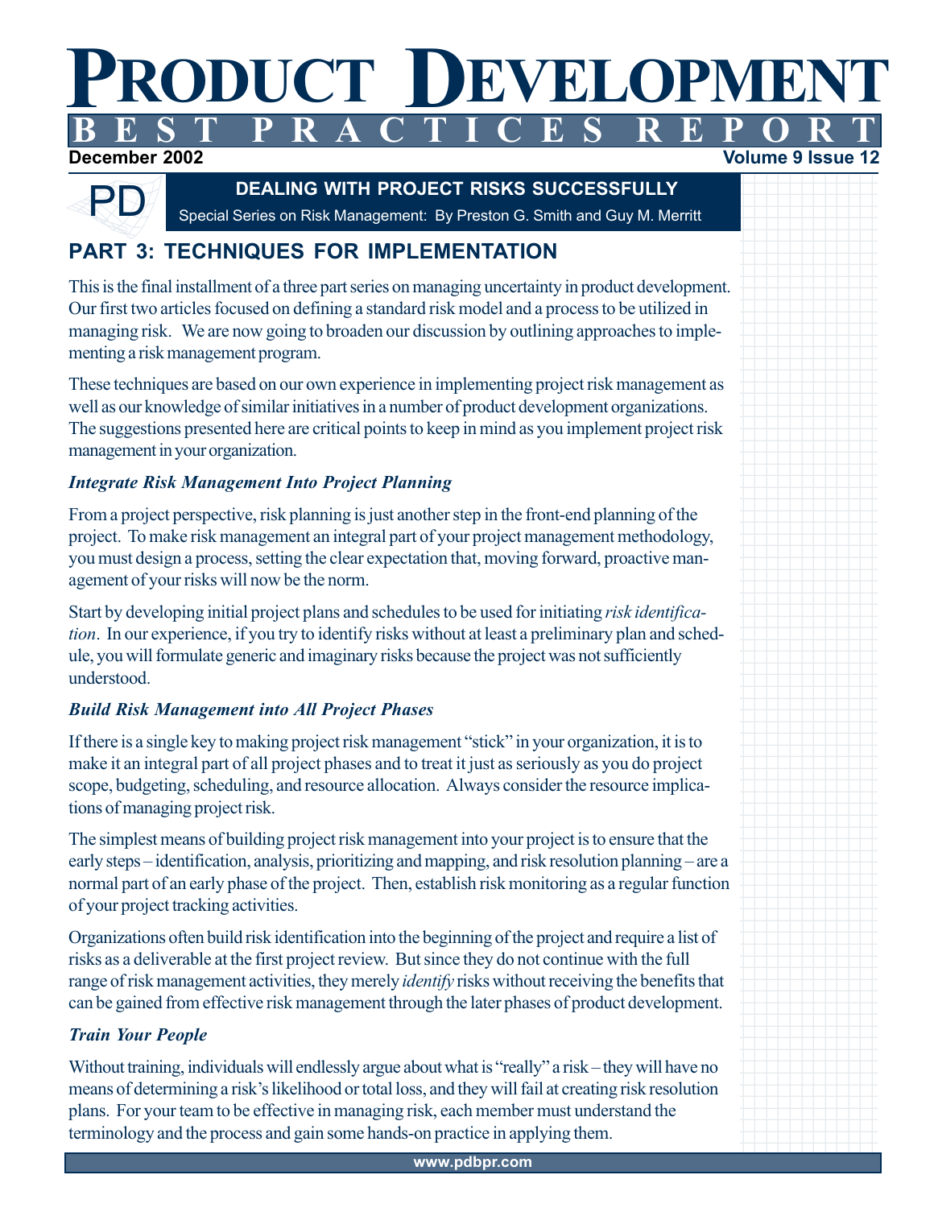# PRODUCT DEVELOPMENT BEST PRACTICES REPORT

December 2002 — Volume 9 Issue 12

## DEALING WITH PROJECT RISKS SUCCESSFULLY

Special Series on Risk Management: By Preston G. Smith and Guy M. Merritt

## PART 3: TECHNIQUES FOR IMPLEMENTATION

This is the final installment of a three part series on managing uncertainty in product development. Our first two articles focused on defining a standard risk model and a process to be utilized in managing risk. We are now going to broaden our discussion by outlining approaches to implementing a risk management program.

These techniques are based on our own experience in implementing project risk management as well as our knowledge of similar initiatives in a number of product development organizations. The suggestions presented here are critical points to keep in mind as you implement project risk management in your organization.

### *Integrate Risk Management Into Project Planning*

From a project perspective, risk planning is just another step in the front-end planning of the project. To make risk management an integral part of your project management methodology, you must design a process, setting the clear expectation that, moving forward, proactive management of your risks will now be the norm.

Start by developing initial project plans and schedules to be used for initiating *risk identification*. In our experience, if you try to identify risks without at least a preliminary plan and schedule, you will formulate generic and imaginary risks because the project was not sufficiently understood.

### *Build Risk Management into All Project Phases*

If there is a single key to making project risk management "stick" in your organization, it is to make it an integral part of all project phases and to treat it just as seriously as you do project scope, budgeting, scheduling, and resource allocation. Always consider the resource implications of managing project risk.

The simplest means of building project risk management into your project is to ensure that the early steps – identification, analysis, prioritizing and mapping, and risk resolution planning – are a normal part of an early phase of the project. Then, establish risk monitoring as a regular function of your project tracking activities.

Organizations often build risk identification into the beginning of the project and require a list of risks as a deliverable at the first project review. But since they do not continue with the full range of risk management activities, they merely *identify* risks without receiving the benefits that can be gained from effective risk management through the later phases of product development.

### *Train Your People*

Without training, individuals will endlessly argue about what is "really" a risk – they will have no means of determining a risk's likelihood or total loss, and they will fail at creating risk resolution plans. For your team to be effective in managing risk, each member must understand the terminology and the process and gain some hands-on practice in applying them.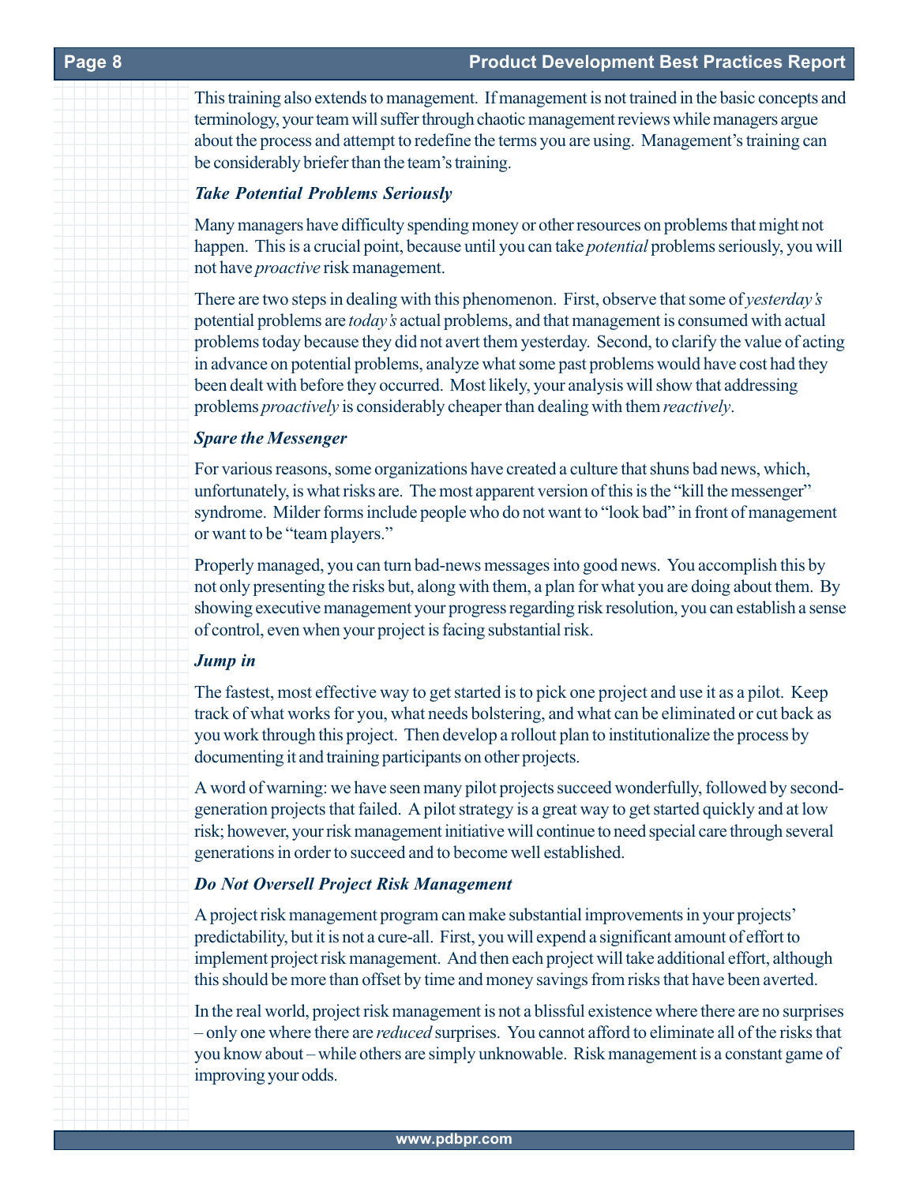This training also extends to management. If management is not trained in the basic concepts and terminology, your team will suffer through chaotic management reviews while managers argue about the process and attempt to redefine the terms you are using. Management's training can be considerably briefer than the team's training.

### *Take Potential Problems Seriously*

Many managers have difficulty spending money or other resources on problems that might not happen. This is a crucial point, because until you can take *potential* problems seriously, you will not have *proactive* risk management.

There are two steps in dealing with this phenomenon. First, observe that some of *yesterday's* potential problems are *today's* actual problems, and that management is consumed with actual problems today because they did not avert them yesterday. Second, to clarify the value of acting in advance on potential problems, analyze what some past problems would have cost had they been dealt with before they occurred. Most likely, your analysis will show that addressing problems *proactively* is considerably cheaper than dealing with them *reactively*.

### *Spare the Messenger*

For various reasons, some organizations have created a culture that shuns bad news, which, unfortunately, is what risks are. The most apparent version of this is the "kill the messenger" syndrome. Milder forms include people who do not want to "look bad" in front of management or want to be "team players."

Properly managed, you can turn bad-news messages into good news. You accomplish this by not only presenting the risks but, along with them, a plan for what you are doing about them. By showing executive management your progress regarding risk resolution, you can establish a sense of control, even when your project is facing substantial risk.

### *Jump in*

The fastest, most effective way to get started is to pick one project and use it as a pilot. Keep track of what works for you, what needs bolstering, and what can be eliminated or cut back as you work through this project. Then develop a rollout plan to institutionalize the process by documenting it and training participants on other projects.

A word of warning: we have seen many pilot projects succeed wonderfully, followed by second-generation projects that failed. A pilot strategy is a great way to get started quickly and at low risk; however, your risk management initiative will continue to need special care through several generations in order to succeed and to become well established.

### *Do Not Oversell Project Risk Management*

A project risk management program can make substantial improvements in your projects' predictability, but it is not a cure-all. First, you will expend a significant amount of effort to implement project risk management. And then each project will take additional effort, although this should be more than offset by time and money savings from risks that have been averted.

In the real world, project risk management is not a blissful existence where there are no surprises – only one where there are *reduced* surprises. You cannot afford to eliminate all of the risks that you know about – while others are simply unknowable. Risk management is a constant game of improving your odds.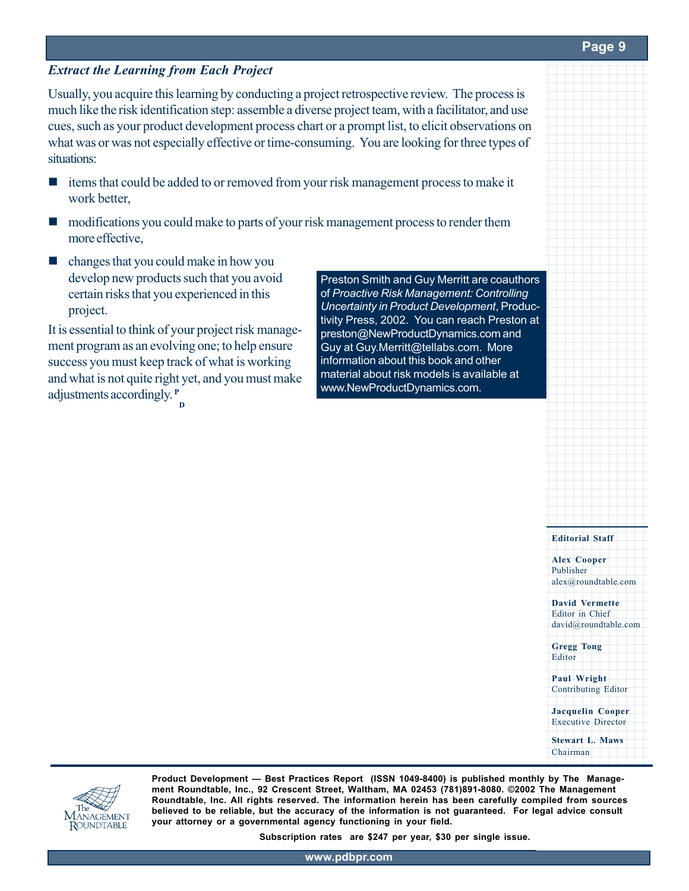### *Extract the Learning from Each Project*

Usually, you acquire this learning by conducting a project retrospective review. The process is much like the risk identification step: assemble a diverse project team, with a facilitator, and use cues, such as your product development process chart or a prompt list, to elicit observations on what was or was not especially effective or time-consuming. You are looking for three types of situations:

- items that could be added to or removed from your risk management process to make it work better,
- modifications you could make to parts of your risk management process to render them more effective,
- changes that you could make in how you develop new products such that you avoid certain risks that you experienced in this project.

It is essential to think of your project risk management program as an evolving one; to help ensure success you must keep track of what is working and what is not quite right yet, and you must make adjustments accordingly.

Preston Smith and Guy Merritt are coauthors of *Proactive Risk Management: Controlling Uncertainty in Product Development*, Productivity Press, 2002. You can reach Preston at preston@NewProductDynamics.com and Guy at Guy.Merritt@tellabs.com. More information about this book and other material about risk models is available at www.NewProductDynamics.com.

**Editorial Staff**

**Alex Cooper**
Publisher
alex@roundtable.com

**David Vermette**
Editor in Chief
david@roundtable.com

**Gregg Tong**
Editor

**Paul Wright**
Contributing Editor

**Jacquelin Cooper**
Executive Director

**Stewart L. Maws**
Chairman

The Management Roundtable

**Product Development — Best Practices Report (ISSN 1049-8400) is published monthly by The Management Roundtable, Inc., 92 Crescent Street, Waltham, MA 02453 (781)891-8080. ©2002 The Management Roundtable, Inc. All rights reserved. The information herein has been carefully compiled from sources believed to be reliable, but the accuracy of the information is not guaranteed. For legal advice consult your attorney or a governmental agency functioning in your field.**

**Subscription rates are $247 per year, $30 per single issue.**

**www.pdbpr.com**